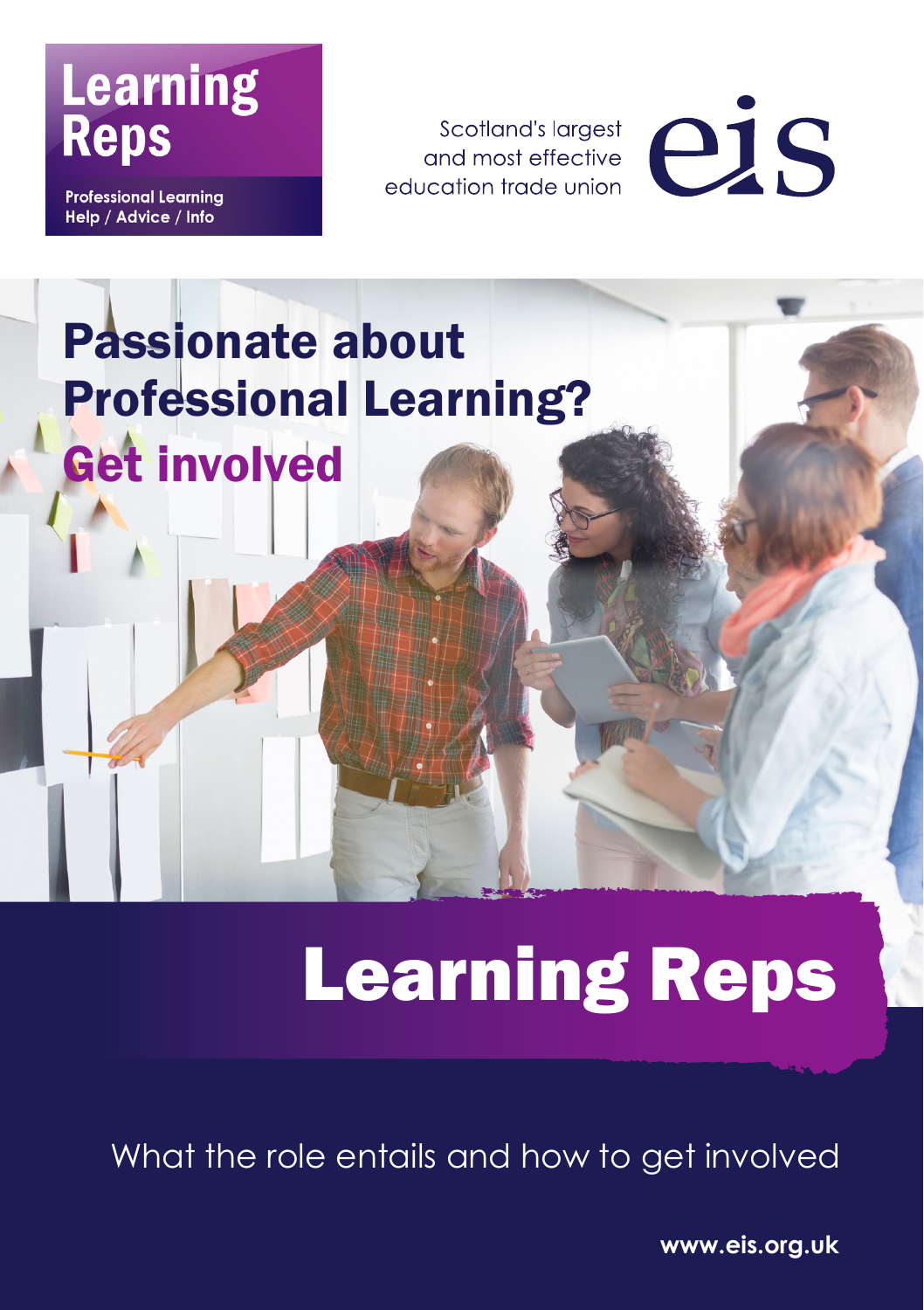**Learning Reps**

**Professional Learning**
**Help / Advice / Info**

Scotland's largest
and most effective
education trade union

eis

# Passionate about Professional Learning?

## Get involved

# Learning Reps

What the role entails and how to get involved

**www.eis.org.uk**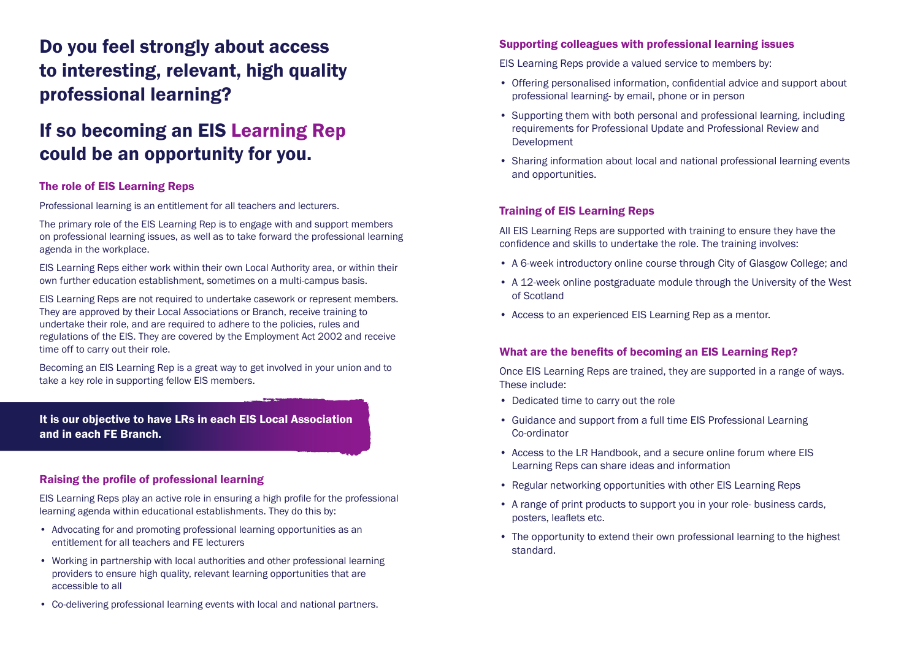# Do you feel strongly about access to interesting, relevant, high quality professional learning?

# If so becoming an EIS Learning Rep could be an opportunity for you.

### The role of EIS Learning Reps

Professional learning is an entitlement for all teachers and lecturers.

The primary role of the EIS Learning Rep is to engage with and support members on professional learning issues, as well as to take forward the professional learning agenda in the workplace.

EIS Learning Reps either work within their own Local Authority area, or within their own further education establishment, sometimes on a multi-campus basis.

EIS Learning Reps are not required to undertake casework or represent members. They are approved by their Local Associations or Branch, receive training to undertake their role, and are required to adhere to the policies, rules and regulations of the EIS. They are covered by the Employment Act 2002 and receive time off to carry out their role.

Becoming an EIS Learning Rep is a great way to get involved in your union and to take a key role in supporting fellow EIS members.

**It is our objective to have LRs in each EIS Local Association and in each FE Branch.**

### Raising the profile of professional learning

EIS Learning Reps play an active role in ensuring a high profile for the professional learning agenda within educational establishments. They do this by:

- Advocating for and promoting professional learning opportunities as an entitlement for all teachers and FE lecturers
- Working in partnership with local authorities and other professional learning providers to ensure high quality, relevant learning opportunities that are accessible to all
- Co-delivering professional learning events with local and national partners.

### Supporting colleagues with professional learning issues

EIS Learning Reps provide a valued service to members by:

- Offering personalised information, confidential advice and support about professional learning- by email, phone or in person
- Supporting them with both personal and professional learning, including requirements for Professional Update and Professional Review and Development
- Sharing information about local and national professional learning events and opportunities.

### Training of EIS Learning Reps

All EIS Learning Reps are supported with training to ensure they have the confidence and skills to undertake the role. The training involves:

- A 6-week introductory online course through City of Glasgow College; and
- A 12-week online postgraduate module through the University of the West of Scotland
- Access to an experienced EIS Learning Rep as a mentor.

### What are the benefits of becoming an EIS Learning Rep?

Once EIS Learning Reps are trained, they are supported in a range of ways. These include:

- Dedicated time to carry out the role
- Guidance and support from a full time EIS Professional Learning Co-ordinator
- Access to the LR Handbook, and a secure online forum where EIS Learning Reps can share ideas and information
- Regular networking opportunities with other EIS Learning Reps
- A range of print products to support you in your role- business cards, posters, leaflets etc.
- The opportunity to extend their own professional learning to the highest standard.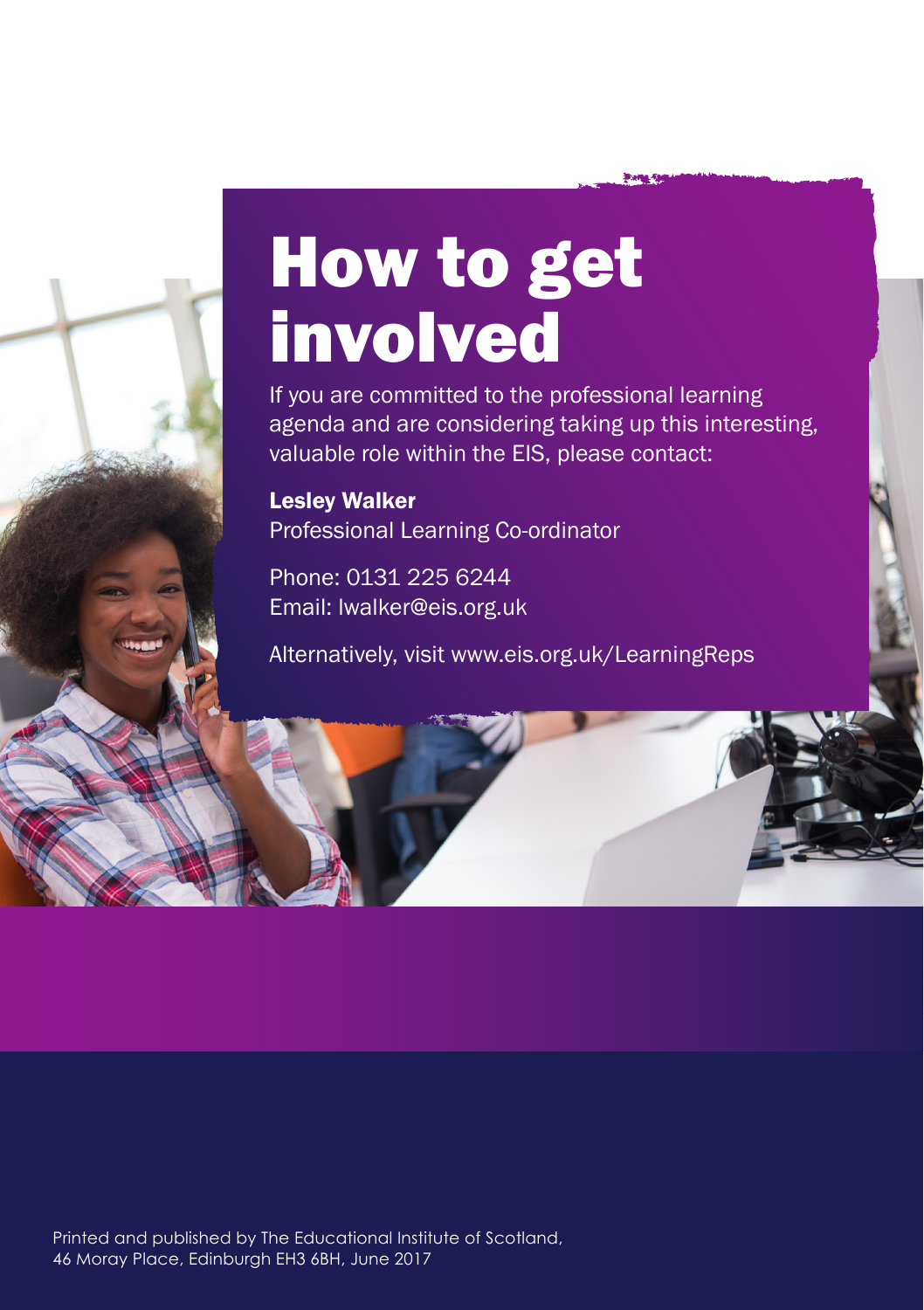# How to get involved

If you are committed to the professional learning agenda and are considering taking up this interesting, valuable role within the EIS, please contact:

**Lesley Walker**
Professional Learning Co-ordinator

Phone: 0131 225 6244
Email: lwalker@eis.org.uk

Alternatively, visit www.eis.org.uk/LearningReps

Printed and published by The Educational Institute of Scotland, 46 Moray Place, Edinburgh EH3 6BH, June 2017